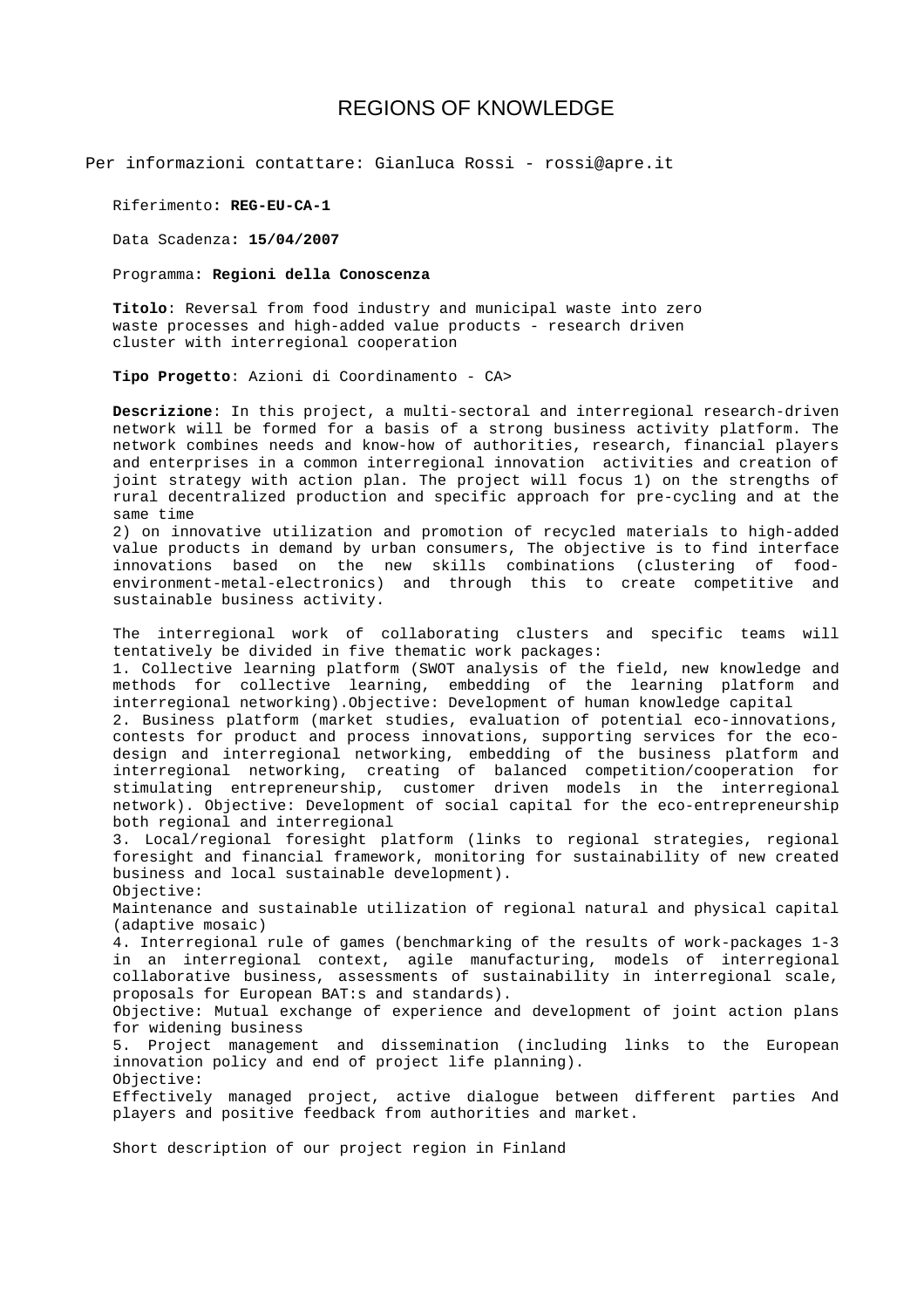# REGIONS OF KNOWLEDGE

Per informazioni contattare: Gianluca Rossi - rossi@apre.it

Riferimento**: REG-EU-CA-1**

Data Scadenza**: 15/04/2007**

Programma**: Regioni della Conoscenza**

**Titolo**: Reversal from food industry and municipal waste into zero waste processes and high-added value products - research driven cluster with interregional cooperation

**Tipo Progetto**: Azioni di Coordinamento - CA>

**Descrizione**: In this project, a multi-sectoral and interregional research-driven network will be formed for a basis of a strong business activity platform. The network combines needs and know-how of authorities, research, financial players and enterprises in a common interregional innovation activities and creation of joint strategy with action plan. The project will focus 1) on the strengths of rural decentralized production and specific approach for pre-cycling and at the same time
2) on innovative utilization and promotion of recycled materials to high-added value products in demand by urban consumers, The objective is to find interface innovations based on the new skills combinations (clustering of food-environment-metal-electronics) and through this to create competitive and sustainable business activity.

The interregional work of collaborating clusters and specific teams will tentatively be divided in five thematic work packages:
1. Collective learning platform (SWOT analysis of the field, new knowledge and methods for collective learning, embedding of the learning platform and interregional networking).Objective: Development of human knowledge capital
2. Business platform (market studies, evaluation of potential eco-innovations, contests for product and process innovations, supporting services for the eco-design and interregional networking, embedding of the business platform and interregional networking, creating of balanced competition/cooperation for stimulating entrepreneurship, customer driven models in the interregional network). Objective: Development of social capital for the eco-entrepreneurship both regional and interregional
3. Local/regional foresight platform (links to regional strategies, regional foresight and financial framework, monitoring for sustainability of new created business and local sustainable development).
Objective:
Maintenance and sustainable utilization of regional natural and physical capital (adaptive mosaic)
4. Interregional rule of games (benchmarking of the results of work-packages 1-3 in an interregional context, agile manufacturing, models of interregional collaborative business, assessments of sustainability in interregional scale, proposals for European BAT:s and standards).
Objective: Mutual exchange of experience and development of joint action plans for widening business
5. Project management and dissemination (including links to the European innovation policy and end of project life planning).
Objective:
Effectively managed project, active dialogue between different parties And players and positive feedback from authorities and market.

Short description of our project region in Finland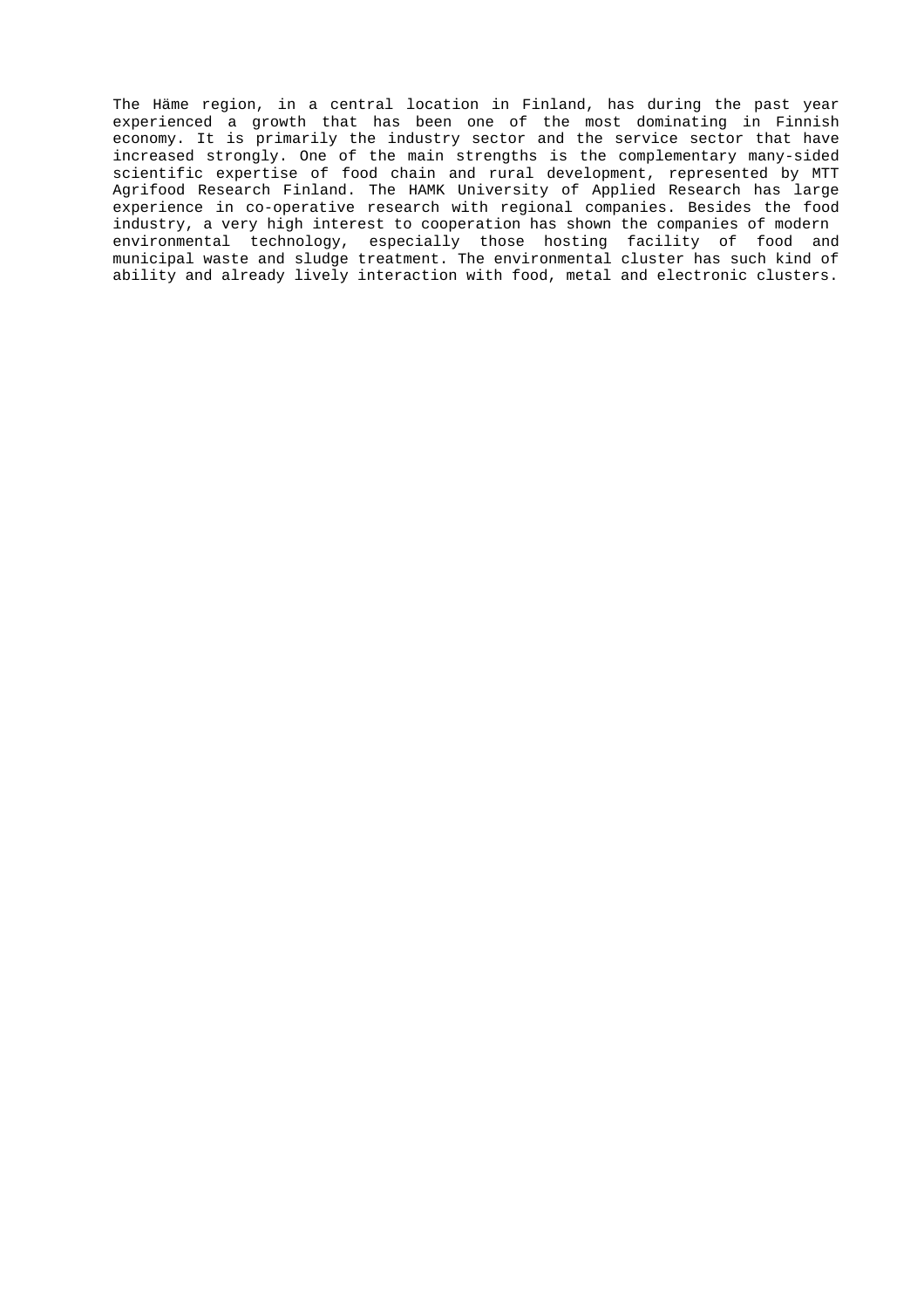The Häme region, in a central location in Finland, has during the past year experienced a growth that has been one of the most dominating in Finnish economy. It is primarily the industry sector and the service sector that have increased strongly. One of the main strengths is the complementary many-sided scientific expertise of food chain and rural development, represented by MTT Agrifood Research Finland. The HAMK University of Applied Research has large experience in co-operative research with regional companies. Besides the food industry, a very high interest to cooperation has shown the companies of modern environmental technology, especially those hosting facility of food and municipal waste and sludge treatment. The environmental cluster has such kind of ability and already lively interaction with food, metal and electronic clusters.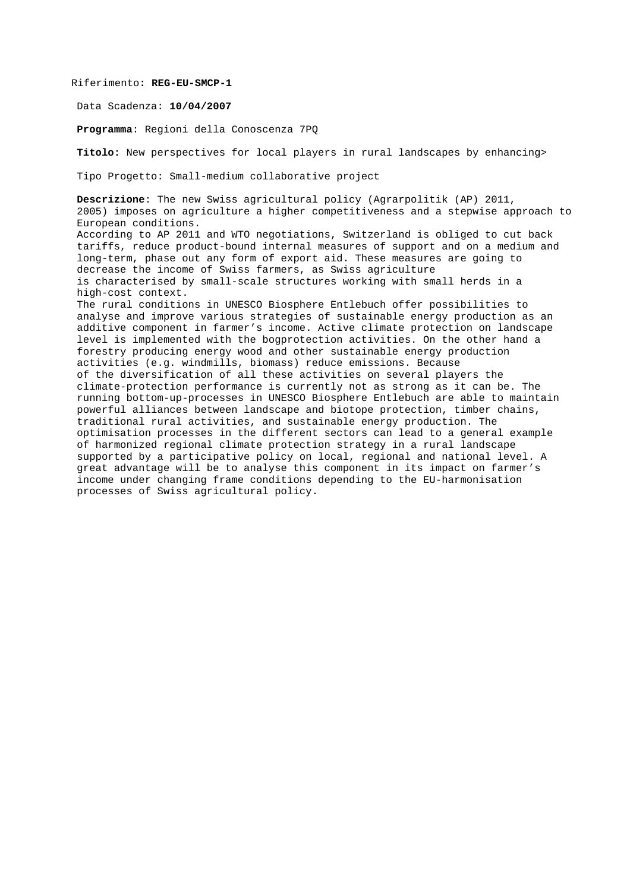Riferimento: **REG-EU-SMCP-1**

Data Scadenza: **10/04/2007**

**Programma**: Regioni della Conoscenza 7PQ

**Titolo:** New perspectives for local players in rural landscapes by enhancing>

Tipo Progetto: Small-medium collaborative project

**Descrizione**: The new Swiss agricultural policy (Agrarpolitik (AP) 2011, 2005) imposes on agriculture a higher competitiveness and a stepwise approach to European conditions.
According to AP 2011 and WTO negotiations, Switzerland is obliged to cut back tariffs, reduce product-bound internal measures of support and on a medium and long-term, phase out any form of export aid. These measures are going to decrease the income of Swiss farmers, as Swiss agriculture is characterised by small-scale structures working with small herds in a high-cost context.
The rural conditions in UNESCO Biosphere Entlebuch offer possibilities to analyse and improve various strategies of sustainable energy production as an additive component in farmer's income. Active climate protection on landscape level is implemented with the bogprotection activities. On the other hand a forestry producing energy wood and other sustainable energy production activities (e.g. windmills, biomass) reduce emissions. Because of the diversification of all these activities on several players the climate-protection performance is currently not as strong as it can be. The running bottom-up-processes in UNESCO Biosphere Entlebuch are able to maintain powerful alliances between landscape and biotope protection, timber chains, traditional rural activities, and sustainable energy production. The optimisation processes in the different sectors can lead to a general example of harmonized regional climate protection strategy in a rural landscape supported by a participative policy on local, regional and national level. A great advantage will be to analyse this component in its impact on farmer's income under changing frame conditions depending to the EU-harmonisation processes of Swiss agricultural policy.